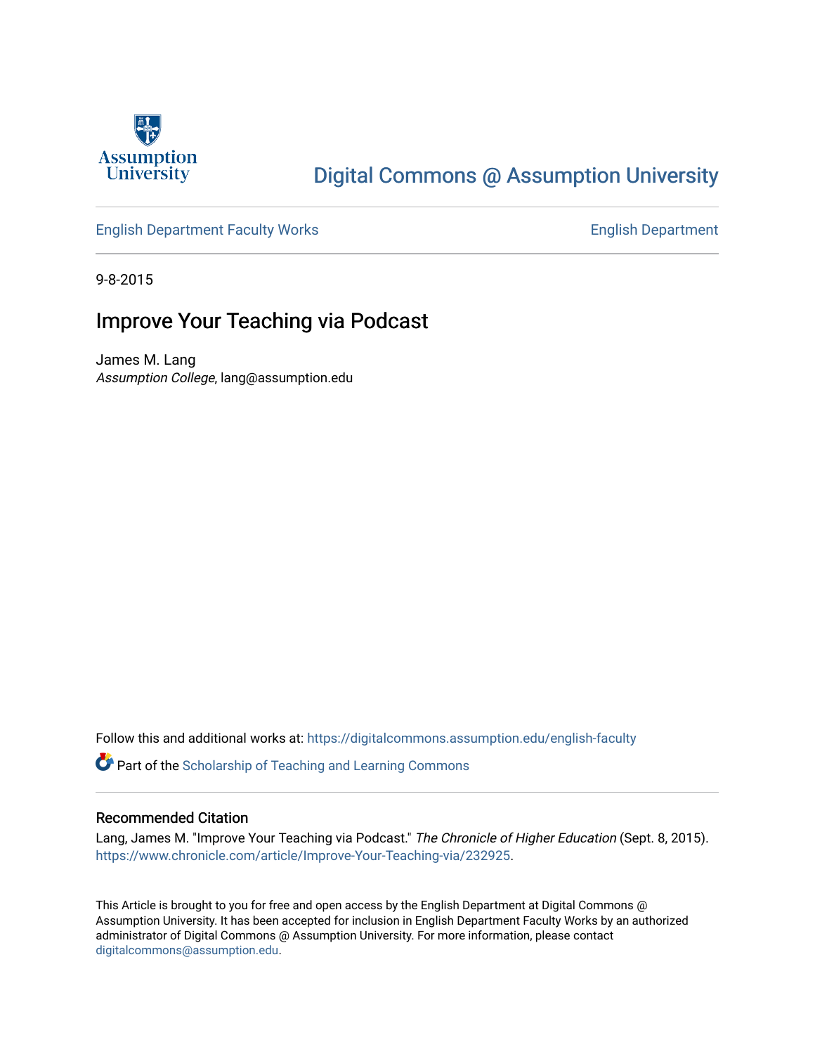Assumption University

# Digital Commons @ Assumption University

English Department Faculty Works | English Department

9-8-2015

## Improve Your Teaching via Podcast

James M. Lang
*Assumption College*, lang@assumption.edu

Follow this and additional works at: https://digitalcommons.assumption.edu/english-faculty

Part of the Scholarship of Teaching and Learning Commons

### Recommended Citation

Lang, James M. "Improve Your Teaching via Podcast." *The Chronicle of Higher Education* (Sept. 8, 2015). https://www.chronicle.com/article/Improve-Your-Teaching-via/232925.

This Article is brought to you for free and open access by the English Department at Digital Commons @ Assumption University. It has been accepted for inclusion in English Department Faculty Works by an authorized administrator of Digital Commons @ Assumption University. For more information, please contact digitalcommons@assumption.edu.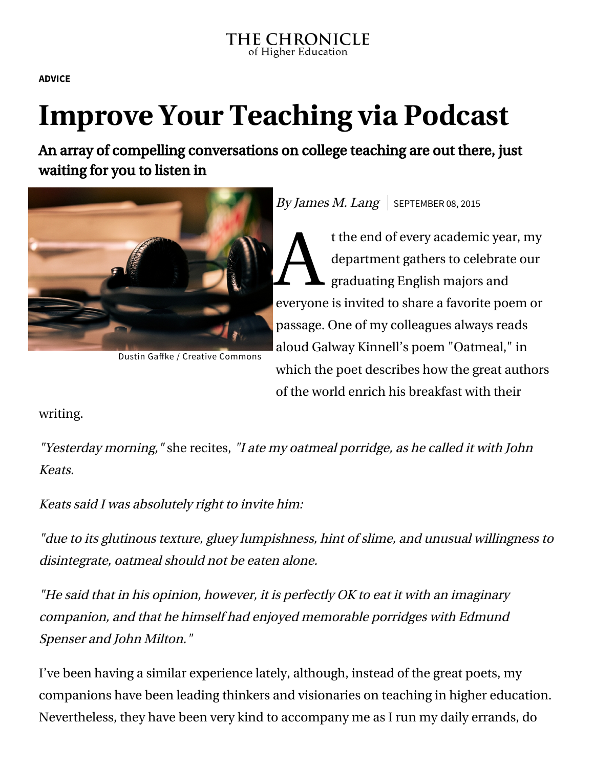THE CHRONICLE of Higher Education

**ADVICE**

# Improve Your Teaching via Podcast

## An array of compelling conversations on college teaching are out there, just waiting for you to listen in

Dustin Gaffke / Creative Commons

*By James M. Lang* | SEPTEMBER 08, 2015

At the end of every academic year, my department gathers to celebrate our graduating English majors and everyone is invited to share a favorite poem or passage. One of my colleagues always reads aloud Galway Kinnell's poem "Oatmeal," in which the poet describes how the great authors of the world enrich his breakfast with their writing.

*"Yesterday morning,"* she recites, *"I ate my oatmeal porridge, as he called it with John Keats.*

*Keats said I was absolutely right to invite him:*

*"due to its glutinous texture, gluey lumpishness, hint of slime, and unusual willingness to disintegrate, oatmeal should not be eaten alone.*

*"He said that in his opinion, however, it is perfectly OK to eat it with an imaginary companion, and that he himself had enjoyed memorable porridges with Edmund Spenser and John Milton."*

I've been having a similar experience lately, although, instead of the great poets, my companions have been leading thinkers and visionaries on teaching in higher education. Nevertheless, they have been very kind to accompany me as I run my daily errands, do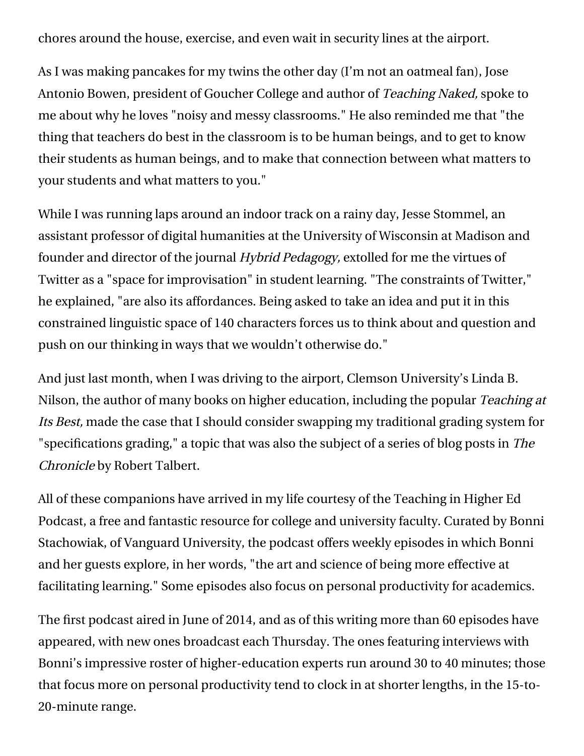chores around the house, exercise, and even wait in security lines at the airport.

As I was making pancakes for my twins the other day (I'm not an oatmeal fan), Jose Antonio Bowen, president of Goucher College and author of *Teaching Naked,* spoke to me about why he loves "noisy and messy classrooms." He also reminded me that "the thing that teachers do best in the classroom is to be human beings, and to get to know their students as human beings, and to make that connection between what matters to your students and what matters to you."

While I was running laps around an indoor track on a rainy day, Jesse Stommel, an assistant professor of digital humanities at the University of Wisconsin at Madison and founder and director of the journal *Hybrid Pedagogy,* extolled for me the virtues of Twitter as a "space for improvisation" in student learning. "The constraints of Twitter," he explained, "are also its affordances. Being asked to take an idea and put it in this constrained linguistic space of 140 characters forces us to think about and question and push on our thinking in ways that we wouldn't otherwise do."

And just last month, when I was driving to the airport, Clemson University's Linda B. Nilson, the author of many books on higher education, including the popular *Teaching at Its Best,* made the case that I should consider swapping my traditional grading system for "specifications grading," a topic that was also the subject of a series of blog posts in *The Chronicle* by Robert Talbert.

All of these companions have arrived in my life courtesy of the Teaching in Higher Ed Podcast, a free and fantastic resource for college and university faculty. Curated by Bonni Stachowiak, of Vanguard University, the podcast offers weekly episodes in which Bonni and her guests explore, in her words, "the art and science of being more effective at facilitating learning." Some episodes also focus on personal productivity for academics.

The first podcast aired in June of 2014, and as of this writing more than 60 episodes have appeared, with new ones broadcast each Thursday. The ones featuring interviews with Bonni's impressive roster of higher-education experts run around 30 to 40 minutes; those that focus more on personal productivity tend to clock in at shorter lengths, in the 15-to-20-minute range.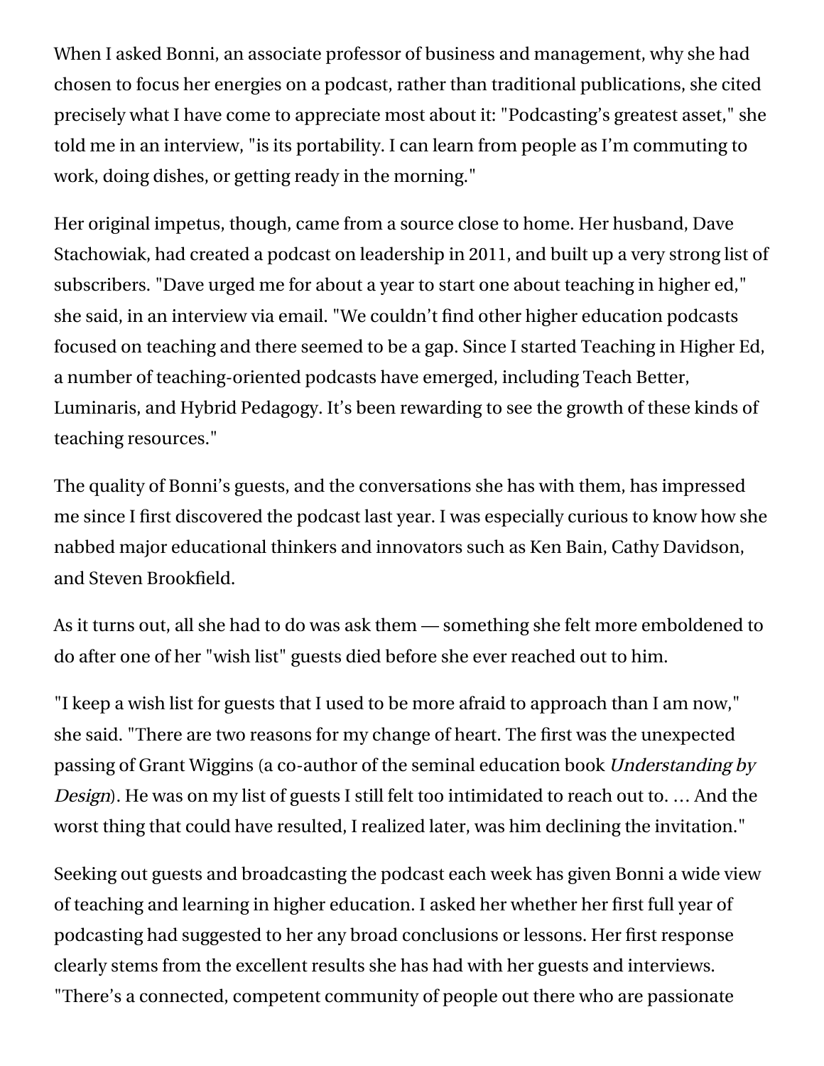When I asked Bonni, an associate professor of business and management, why she had chosen to focus her energies on a podcast, rather than traditional publications, she cited precisely what I have come to appreciate most about it: "Podcasting's greatest asset," she told me in an interview, "is its portability. I can learn from people as I'm commuting to work, doing dishes, or getting ready in the morning."

Her original impetus, though, came from a source close to home. Her husband, Dave Stachowiak, had created a podcast on leadership in 2011, and built up a very strong list of subscribers. "Dave urged me for about a year to start one about teaching in higher ed," she said, in an interview via email. "We couldn't find other higher education podcasts focused on teaching and there seemed to be a gap. Since I started Teaching in Higher Ed, a number of teaching-oriented podcasts have emerged, including Teach Better, Luminaris, and Hybrid Pedagogy. It's been rewarding to see the growth of these kinds of teaching resources."

The quality of Bonni's guests, and the conversations she has with them, has impressed me since I first discovered the podcast last year. I was especially curious to know how she nabbed major educational thinkers and innovators such as Ken Bain, Cathy Davidson, and Steven Brookfield.

As it turns out, all she had to do was ask them — something she felt more emboldened to do after one of her "wish list" guests died before she ever reached out to him.

"I keep a wish list for guests that I used to be more afraid to approach than I am now," she said. "There are two reasons for my change of heart. The first was the unexpected passing of Grant Wiggins (a co-author of the seminal education book *Understanding by Design*). He was on my list of guests I still felt too intimidated to reach out to. … And the worst thing that could have resulted, I realized later, was him declining the invitation."

Seeking out guests and broadcasting the podcast each week has given Bonni a wide view of teaching and learning in higher education. I asked her whether her first full year of podcasting had suggested to her any broad conclusions or lessons. Her first response clearly stems from the excellent results she has had with her guests and interviews. "There's a connected, competent community of people out there who are passionate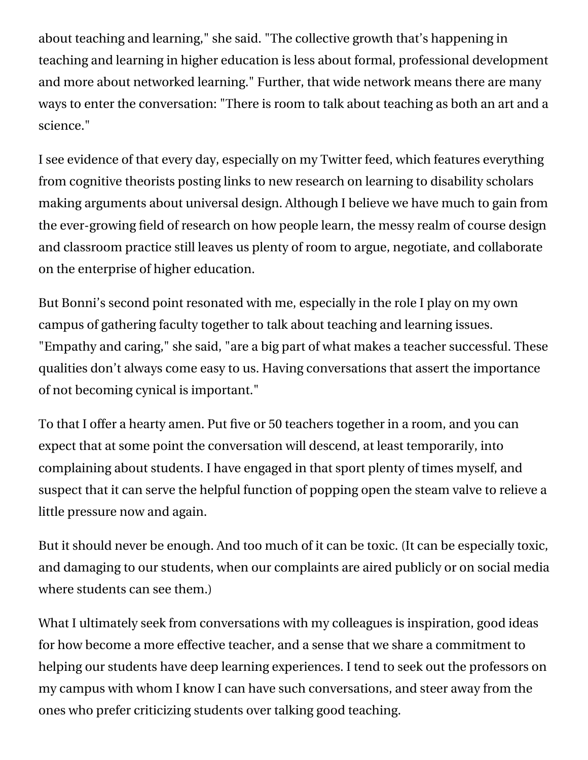about teaching and learning," she said. "The collective growth that's happening in teaching and learning in higher education is less about formal, professional development and more about networked learning." Further, that wide network means there are many ways to enter the conversation: "There is room to talk about teaching as both an art and a science."

I see evidence of that every day, especially on my Twitter feed, which features everything from cognitive theorists posting links to new research on learning to disability scholars making arguments about universal design. Although I believe we have much to gain from the ever-growing field of research on how people learn, the messy realm of course design and classroom practice still leaves us plenty of room to argue, negotiate, and collaborate on the enterprise of higher education.

But Bonni's second point resonated with me, especially in the role I play on my own campus of gathering faculty together to talk about teaching and learning issues. "Empathy and caring," she said, "are a big part of what makes a teacher successful. These qualities don't always come easy to us. Having conversations that assert the importance of not becoming cynical is important."

To that I offer a hearty amen. Put five or 50 teachers together in a room, and you can expect that at some point the conversation will descend, at least temporarily, into complaining about students. I have engaged in that sport plenty of times myself, and suspect that it can serve the helpful function of popping open the steam valve to relieve a little pressure now and again.

But it should never be enough. And too much of it can be toxic. (It can be especially toxic, and damaging to our students, when our complaints are aired publicly or on social media where students can see them.)

What I ultimately seek from conversations with my colleagues is inspiration, good ideas for how become a more effective teacher, and a sense that we share a commitment to helping our students have deep learning experiences. I tend to seek out the professors on my campus with whom I know I can have such conversations, and steer away from the ones who prefer criticizing students over talking good teaching.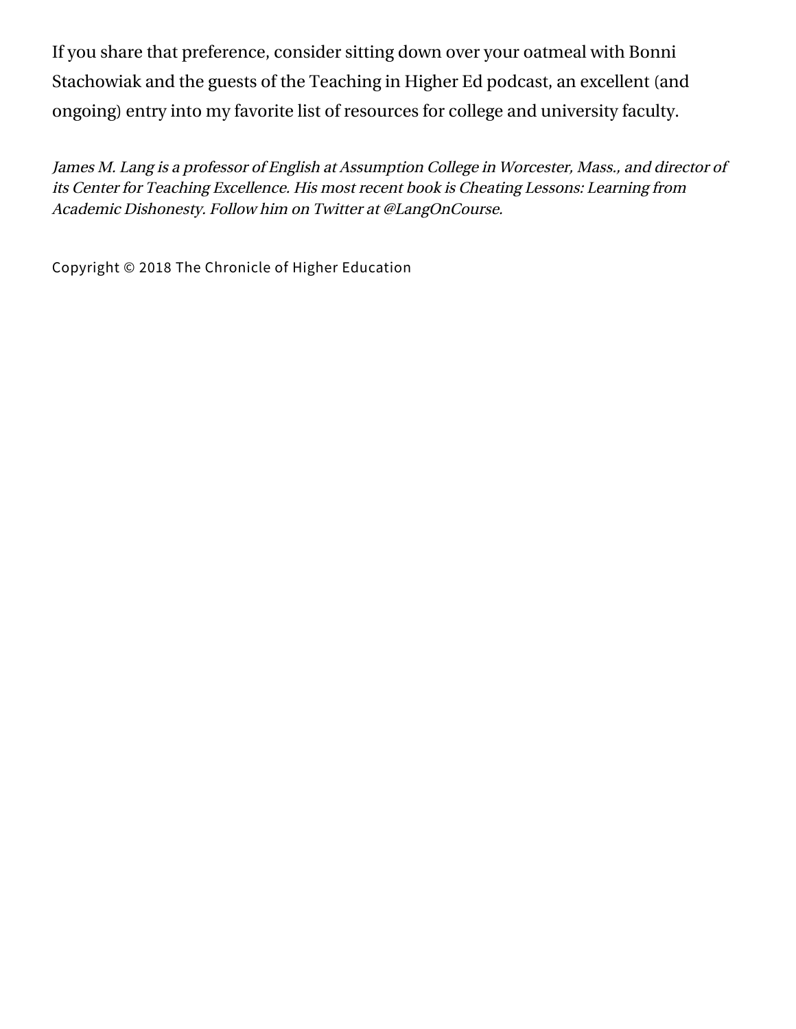If you share that preference, consider sitting down over your oatmeal with Bonni Stachowiak and the guests of the Teaching in Higher Ed podcast, an excellent (and ongoing) entry into my favorite list of resources for college and university faculty.

*James M. Lang is a professor of English at Assumption College in Worcester, Mass., and director of its Center for Teaching Excellence. His most recent book is Cheating Lessons: Learning from Academic Dishonesty. Follow him on Twitter at @LangOnCourse.*

Copyright © 2018 The Chronicle of Higher Education